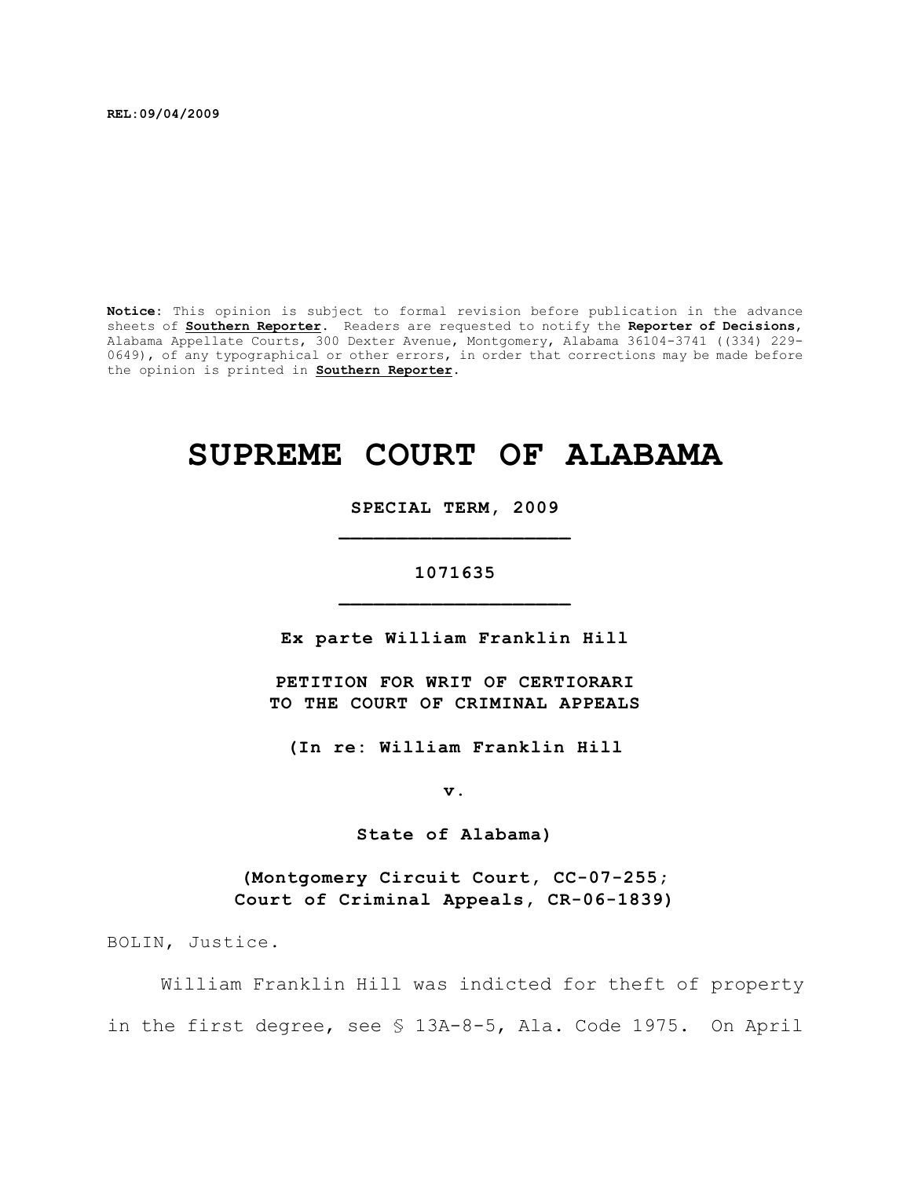**REL:09/04/2009**

**Notice:** This opinion is subject to formal revision before publication in the advance sheets of **Southern Reporter**. Readers are requested to notify the **Reporter of Decisions**, Alabama Appellate Courts, 300 Dexter Avenue, Montgomery, Alabama 36104-3741 ((334) 229-0649), of any typographical or other errors, in order that corrections may be made before the opinion is printed in **Southern Reporter**.

# SUPREME COURT OF ALABAMA

**SPECIAL TERM, 2009**

**_________________________**

**1071635**

**_________________________**

**Ex parte William Franklin Hill**

**PETITION FOR WRIT OF CERTIORARI TO THE COURT OF CRIMINAL APPEALS**

**(In re: William Franklin Hill**

**v.**

**State of Alabama)**

**(Montgomery Circuit Court, CC-07-255; Court of Criminal Appeals, CR-06-1839)**

BOLIN, Justice.

William Franklin Hill was indicted for theft of property in the first degree, see § 13A-8-5, Ala. Code 1975. On April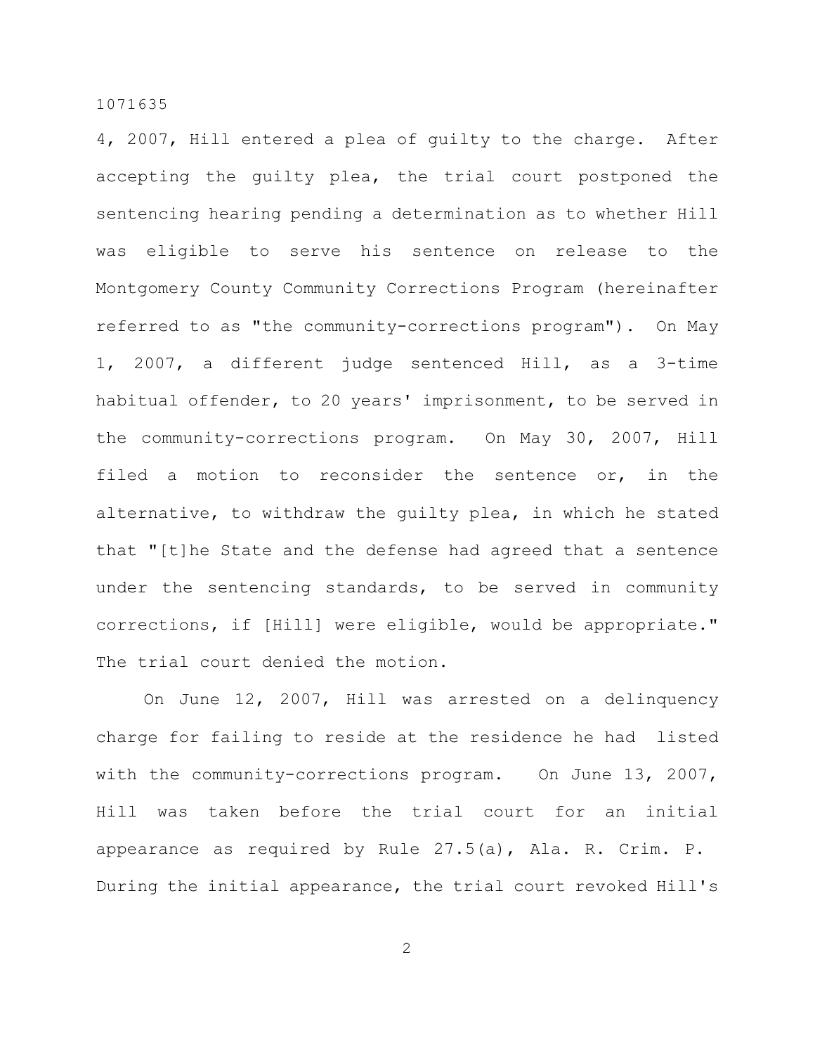4, 2007, Hill entered a plea of guilty to the charge. After accepting the guilty plea, the trial court postponed the sentencing hearing pending a determination as to whether Hill was eligible to serve his sentence on release to the Montgomery County Community Corrections Program (hereinafter referred to as "the community-corrections program"). On May 1, 2007, a different judge sentenced Hill, as a 3-time habitual offender, to 20 years' imprisonment, to be served in the community-corrections program. On May 30, 2007, Hill filed a motion to reconsider the sentence or, in the alternative, to withdraw the guilty plea, in which he stated that "[t]he State and the defense had agreed that a sentence under the sentencing standards, to be served in community corrections, if [Hill] were eligible, would be appropriate." The trial court denied the motion.

On June 12, 2007, Hill was arrested on a delinquency charge for failing to reside at the residence he had listed with the community-corrections program. On June 13, 2007, Hill was taken before the trial court for an initial appearance as required by Rule 27.5(a), Ala. R. Crim. P. During the initial appearance, the trial court revoked Hill's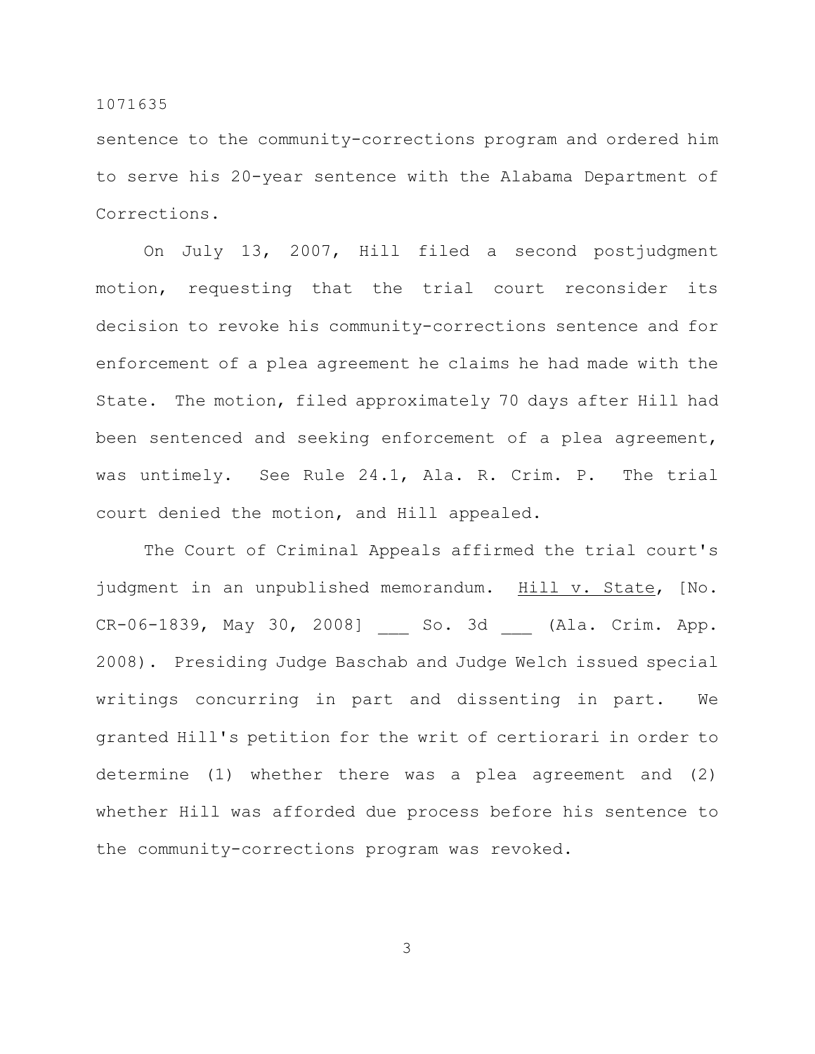sentence to the community-corrections program and ordered him to serve his 20-year sentence with the Alabama Department of Corrections.

On July 13, 2007, Hill filed a second postjudgment motion, requesting that the trial court reconsider its decision to revoke his community-corrections sentence and for enforcement of a plea agreement he claims he had made with the State. The motion, filed approximately 70 days after Hill had been sentenced and seeking enforcement of a plea agreement, was untimely. See Rule 24.1, Ala. R. Crim. P. The trial court denied the motion, and Hill appealed.

The Court of Criminal Appeals affirmed the trial court's judgment in an unpublished memorandum. Hill v. State, [No. CR-06-1839, May 30, 2008] ___ So. 3d ___ (Ala. Crim. App. 2008). Presiding Judge Baschab and Judge Welch issued special writings concurring in part and dissenting in part. We granted Hill's petition for the writ of certiorari in order to determine (1) whether there was a plea agreement and (2) whether Hill was afforded due process before his sentence to the community-corrections program was revoked.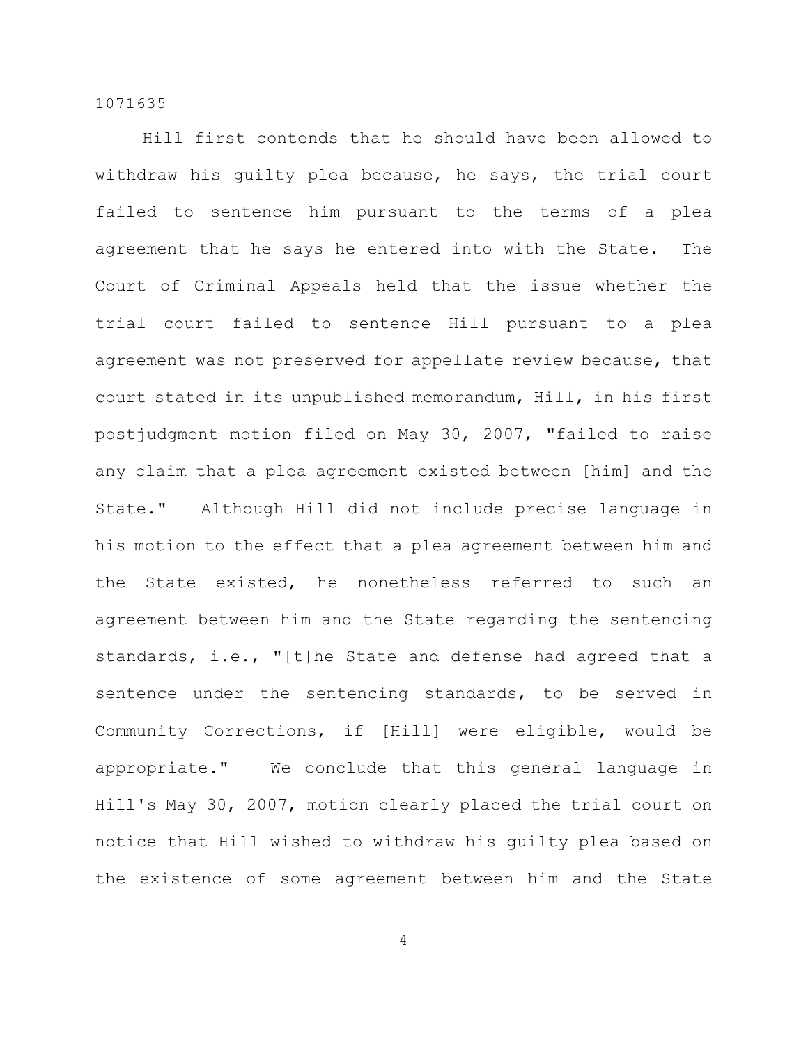Hill first contends that he should have been allowed to withdraw his guilty plea because, he says, the trial court failed to sentence him pursuant to the terms of a plea agreement that he says he entered into with the State. The Court of Criminal Appeals held that the issue whether the trial court failed to sentence Hill pursuant to a plea agreement was not preserved for appellate review because, that court stated in its unpublished memorandum, Hill, in his first postjudgment motion filed on May 30, 2007, "failed to raise any claim that a plea agreement existed between [him] and the State." Although Hill did not include precise language in his motion to the effect that a plea agreement between him and the State existed, he nonetheless referred to such an agreement between him and the State regarding the sentencing standards, i.e., "[t]he State and defense had agreed that a sentence under the sentencing standards, to be served in Community Corrections, if [Hill] were eligible, would be appropriate." We conclude that this general language in Hill's May 30, 2007, motion clearly placed the trial court on notice that Hill wished to withdraw his guilty plea based on the existence of some agreement between him and the State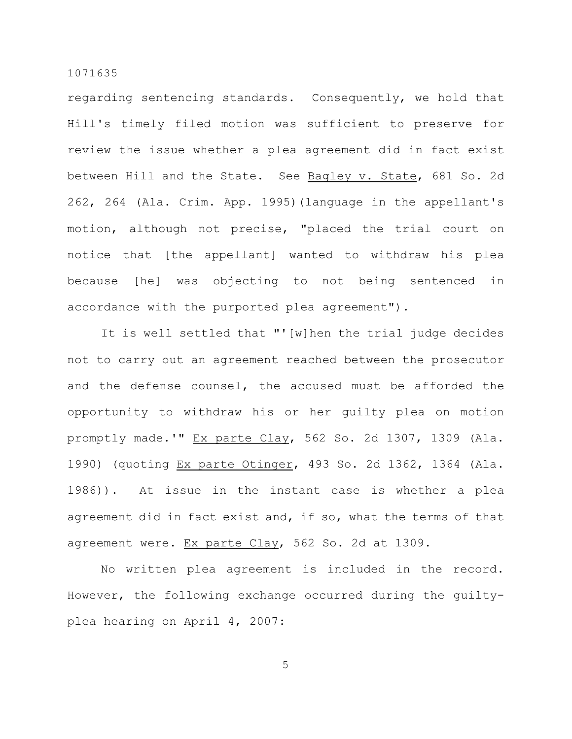regarding sentencing standards. Consequently, we hold that Hill's timely filed motion was sufficient to preserve for review the issue whether a plea agreement did in fact exist between Hill and the State. See Bagley v. State, 681 So. 2d 262, 264 (Ala. Crim. App. 1995)(language in the appellant's motion, although not precise, "placed the trial court on notice that [the appellant] wanted to withdraw his plea because [he] was objecting to not being sentenced in accordance with the purported plea agreement").

It is well settled that "'[w]hen the trial judge decides not to carry out an agreement reached between the prosecutor and the defense counsel, the accused must be afforded the opportunity to withdraw his or her guilty plea on motion promptly made.'" Ex parte Clay, 562 So. 2d 1307, 1309 (Ala. 1990) (quoting Ex parte Otinger, 493 So. 2d 1362, 1364 (Ala. 1986)). At issue in the instant case is whether a plea agreement did in fact exist and, if so, what the terms of that agreement were. Ex parte Clay, 562 So. 2d at 1309.

No written plea agreement is included in the record. However, the following exchange occurred during the guilty-plea hearing on April 4, 2007: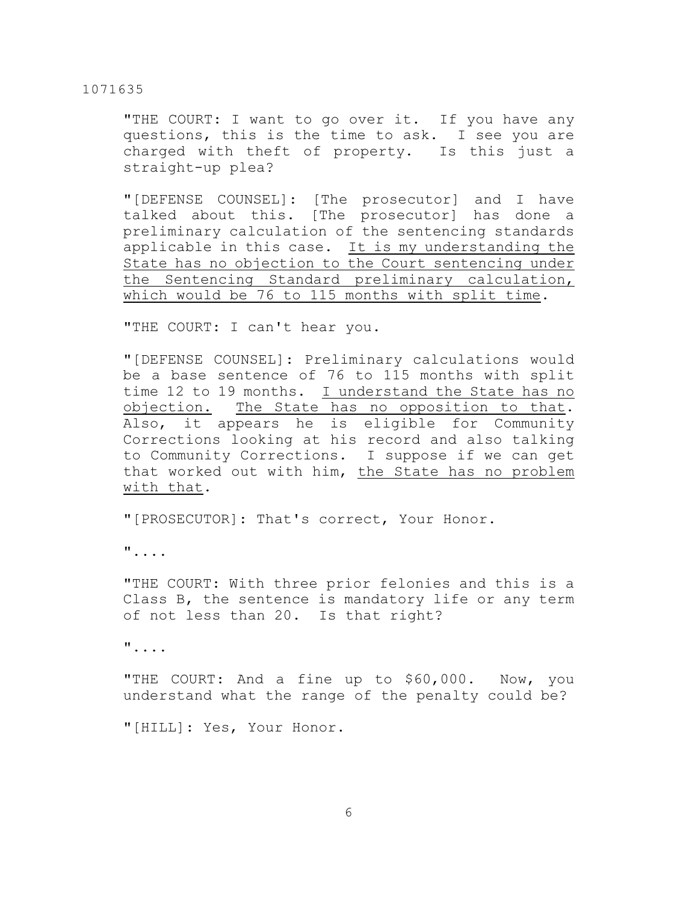"THE COURT: I want to go over it. If you have any questions, this is the time to ask. I see you are charged with theft of property. Is this just a straight-up plea?

"[DEFENSE COUNSEL]: [The prosecutor] and I have talked about this. [The prosecutor] has done a preliminary calculation of the sentencing standards applicable in this case. <u>It is my understanding the State has no objection to the Court sentencing under the Sentencing Standard preliminary calculation, which would be 76 to 115 months with split time</u>.

"THE COURT: I can't hear you.

"[DEFENSE COUNSEL]: Preliminary calculations would be a base sentence of 76 to 115 months with split time 12 to 19 months. <u>I understand the State has no objection.</u> <u>The State has no opposition to that</u>. Also, it appears he is eligible for Community Corrections looking at his record and also talking to Community Corrections. I suppose if we can get that worked out with him, <u>the State has no problem with that</u>.

"[PROSECUTOR]: That's correct, Your Honor.

"....

"THE COURT: With three prior felonies and this is a Class B, the sentence is mandatory life or any term of not less than 20. Is that right?

"....

"THE COURT: And a fine up to $60,000. Now, you understand what the range of the penalty could be?

"[HILL]: Yes, Your Honor.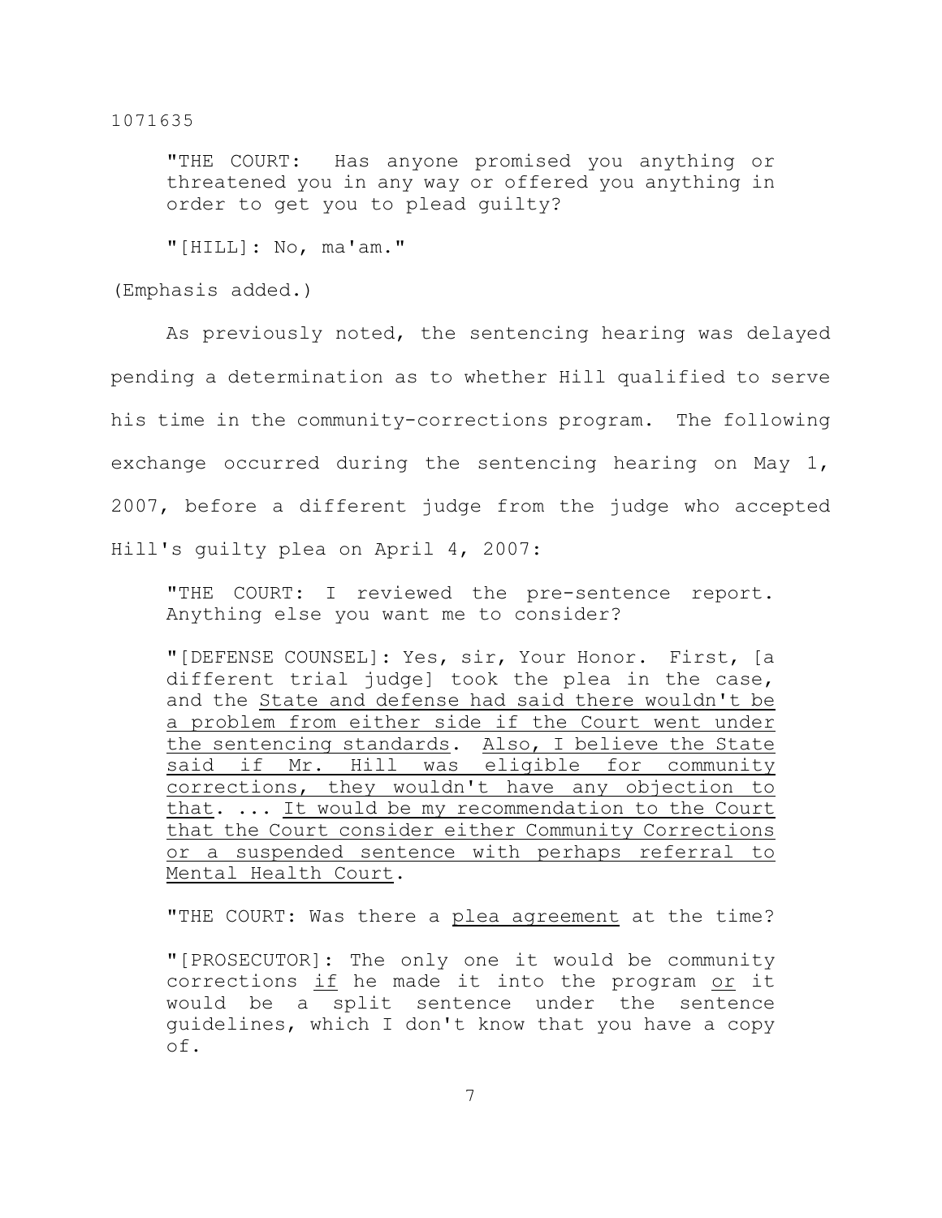> "THE COURT: Has anyone promised you anything or threatened you in any way or offered you anything in order to get you to plead guilty?
>
> "[HILL]: No, ma'am."

(Emphasis added.)

As previously noted, the sentencing hearing was delayed pending a determination as to whether Hill qualified to serve his time in the community-corrections program. The following exchange occurred during the sentencing hearing on May 1, 2007, before a different judge from the judge who accepted Hill's guilty plea on April 4, 2007:

> "THE COURT: I reviewed the pre-sentence report. Anything else you want me to consider?
>
> "[DEFENSE COUNSEL]: Yes, sir, Your Honor. First, [a different trial judge] took the plea in the case, and the <u>State and defense had said there wouldn't be a problem from either side if the Court went under the sentencing standards</u>. <u>Also, I believe the State said if Mr. Hill was eligible for community corrections, they wouldn't have any objection to that</u>. ... <u>It would be my recommendation to the Court that the Court consider either Community Corrections or a suspended sentence with perhaps referral to Mental Health Court</u>.
>
> "THE COURT: Was there a <u>plea agreement</u> at the time?
>
> "[PROSECUTOR]: The only one it would be community corrections <u>if</u> he made it into the program <u>or</u> it would be a split sentence under the sentence guidelines, which I don't know that you have a copy of.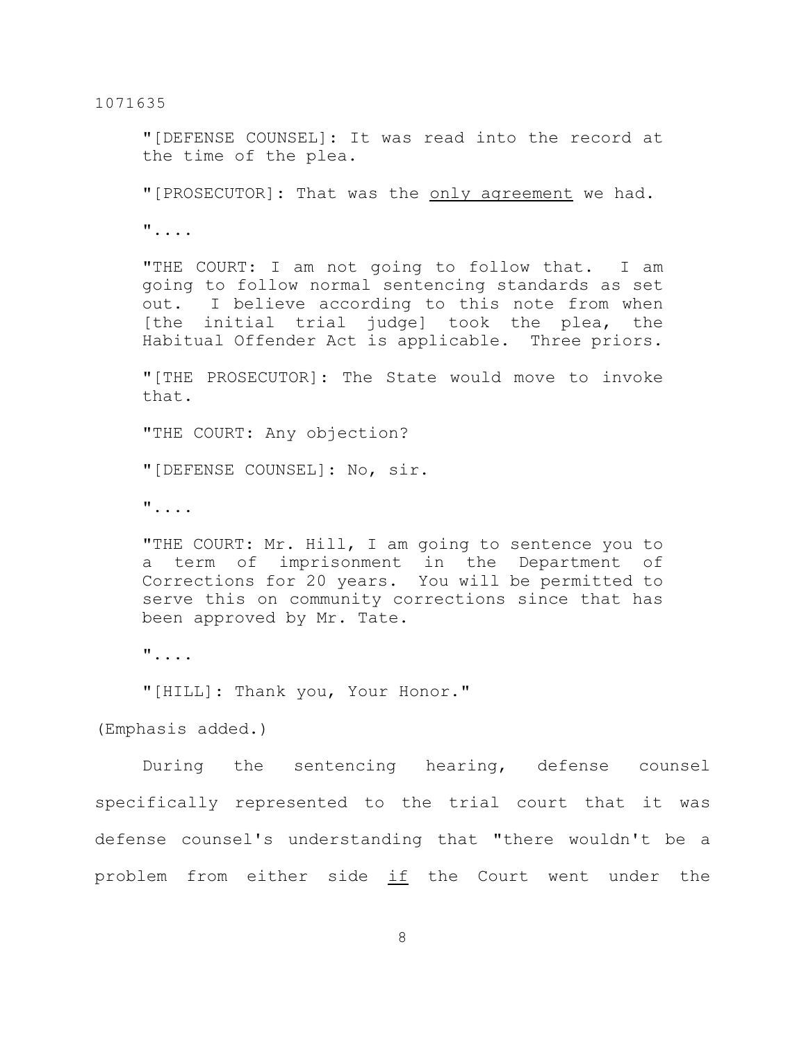"[DEFENSE COUNSEL]: It was read into the record at the time of the plea.

"[PROSECUTOR]: That was the <u>only agreement</u> we had.

"....

"THE COURT: I am not going to follow that. I am going to follow normal sentencing standards as set out. I believe according to this note from when [the initial trial judge] took the plea, the Habitual Offender Act is applicable. Three priors.

"[THE PROSECUTOR]: The State would move to invoke that.

"THE COURT: Any objection?

"[DEFENSE COUNSEL]: No, sir.

"....

"THE COURT: Mr. Hill, I am going to sentence you to a term of imprisonment in the Department of Corrections for 20 years. You will be permitted to serve this on community corrections since that has been approved by Mr. Tate.

"....

"[HILL]: Thank you, Your Honor."

(Emphasis added.)

During the sentencing hearing, defense counsel specifically represented to the trial court that it was defense counsel's understanding that "there wouldn't be a problem from either side <u>if</u> the Court went under the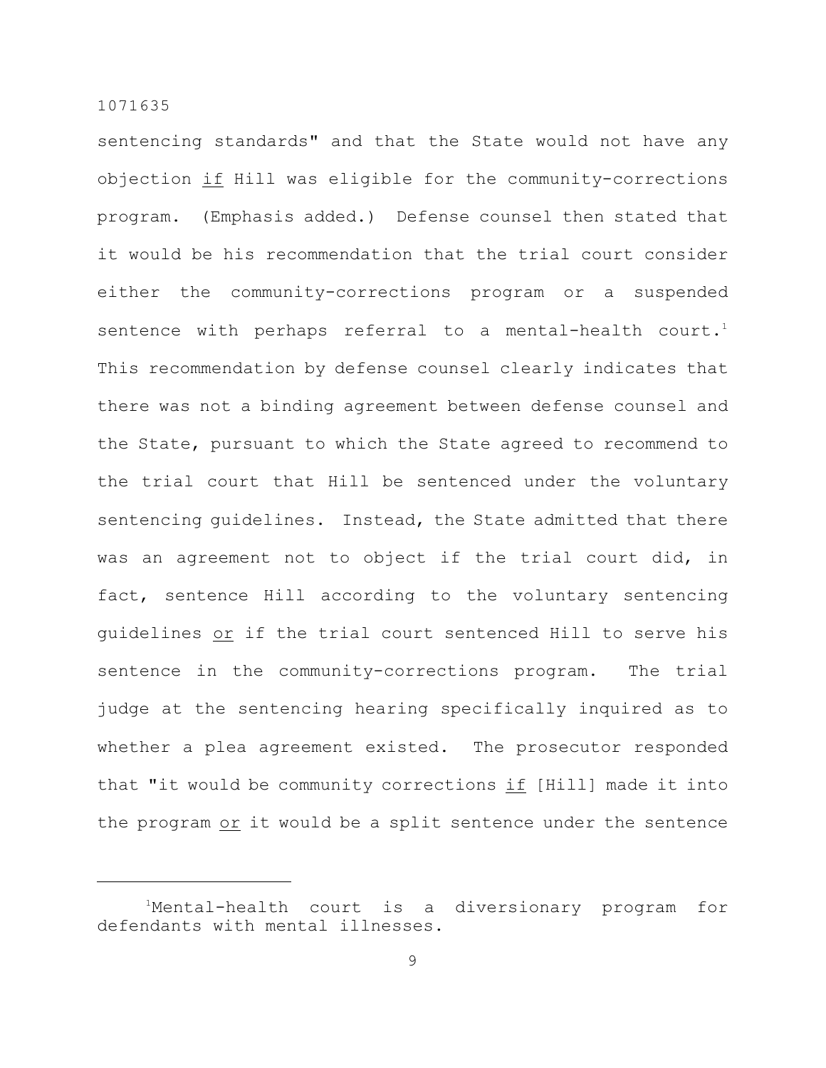sentencing standards" and that the State would not have any objection _if_ Hill was eligible for the community-corrections program. (Emphasis added.) Defense counsel then stated that it would be his recommendation that the trial court consider either the community-corrections program or a suspended sentence with perhaps referral to a mental-health court.[1] This recommendation by defense counsel clearly indicates that there was not a binding agreement between defense counsel and the State, pursuant to which the State agreed to recommend to the trial court that Hill be sentenced under the voluntary sentencing guidelines. Instead, the State admitted that there was an agreement not to object if the trial court did, in fact, sentence Hill according to the voluntary sentencing guidelines _or_ if the trial court sentenced Hill to serve his sentence in the community-corrections program. The trial judge at the sentencing hearing specifically inquired as to whether a plea agreement existed. The prosecutor responded that "it would be community corrections _if_ [Hill] made it into the program _or_ it would be a split sentence under the sentence

---

[1]Mental-health court is a diversionary program for defendants with mental illnesses.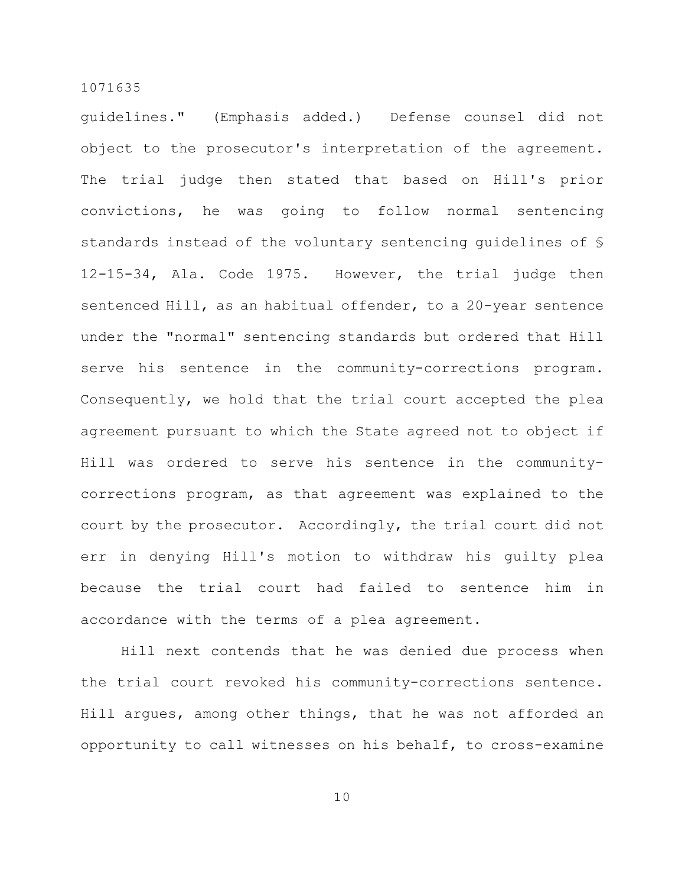guidelines." (Emphasis added.) Defense counsel did not object to the prosecutor's interpretation of the agreement. The trial judge then stated that based on Hill's prior convictions, he was going to follow normal sentencing standards instead of the voluntary sentencing guidelines of § 12-15-34, Ala. Code 1975. However, the trial judge then sentenced Hill, as an habitual offender, to a 20-year sentence under the "normal" sentencing standards but ordered that Hill serve his sentence in the community-corrections program. Consequently, we hold that the trial court accepted the plea agreement pursuant to which the State agreed not to object if Hill was ordered to serve his sentence in the community-corrections program, as that agreement was explained to the court by the prosecutor. Accordingly, the trial court did not err in denying Hill's motion to withdraw his guilty plea because the trial court had failed to sentence him in accordance with the terms of a plea agreement.

Hill next contends that he was denied due process when the trial court revoked his community-corrections sentence. Hill argues, among other things, that he was not afforded an opportunity to call witnesses on his behalf, to cross-examine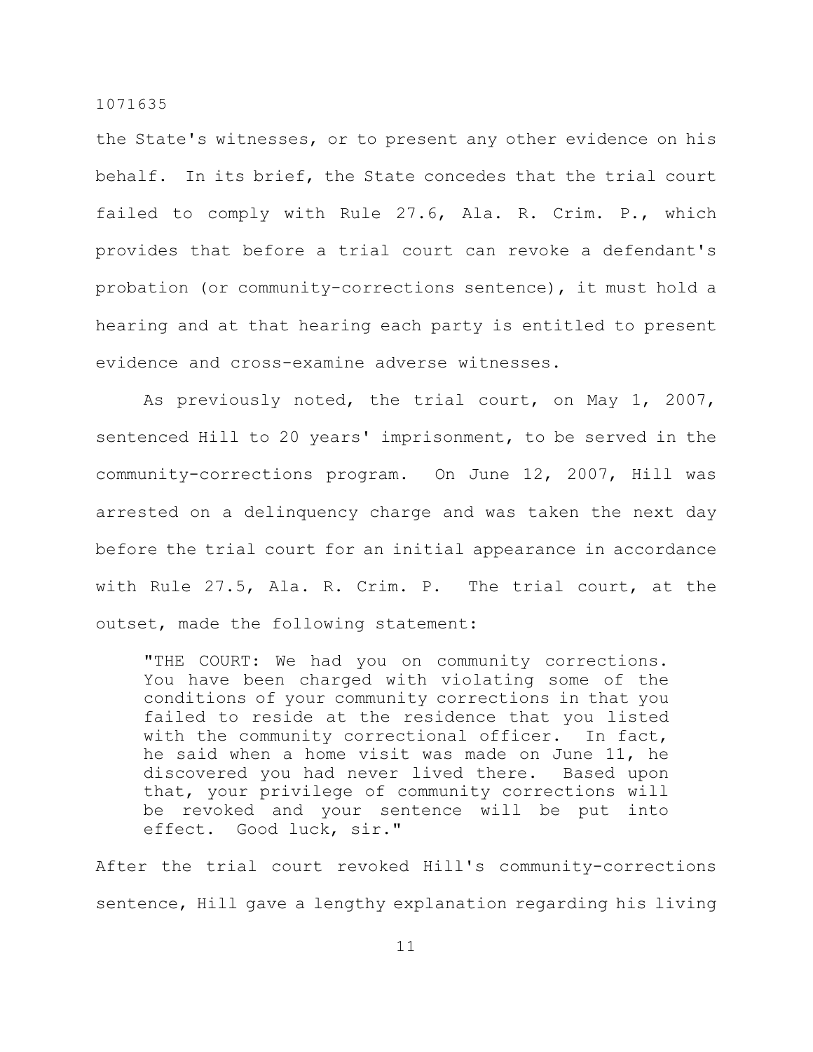the State's witnesses, or to present any other evidence on his behalf. In its brief, the State concedes that the trial court failed to comply with Rule 27.6, Ala. R. Crim. P., which provides that before a trial court can revoke a defendant's probation (or community-corrections sentence), it must hold a hearing and at that hearing each party is entitled to present evidence and cross-examine adverse witnesses.

As previously noted, the trial court, on May 1, 2007, sentenced Hill to 20 years' imprisonment, to be served in the community-corrections program. On June 12, 2007, Hill was arrested on a delinquency charge and was taken the next day before the trial court for an initial appearance in accordance with Rule 27.5, Ala. R. Crim. P. The trial court, at the outset, made the following statement:

> "THE COURT: We had you on community corrections. You have been charged with violating some of the conditions of your community corrections in that you failed to reside at the residence that you listed with the community correctional officer. In fact, he said when a home visit was made on June 11, he discovered you had never lived there. Based upon that, your privilege of community corrections will be revoked and your sentence will be put into effect. Good luck, sir."

After the trial court revoked Hill's community-corrections sentence, Hill gave a lengthy explanation regarding his living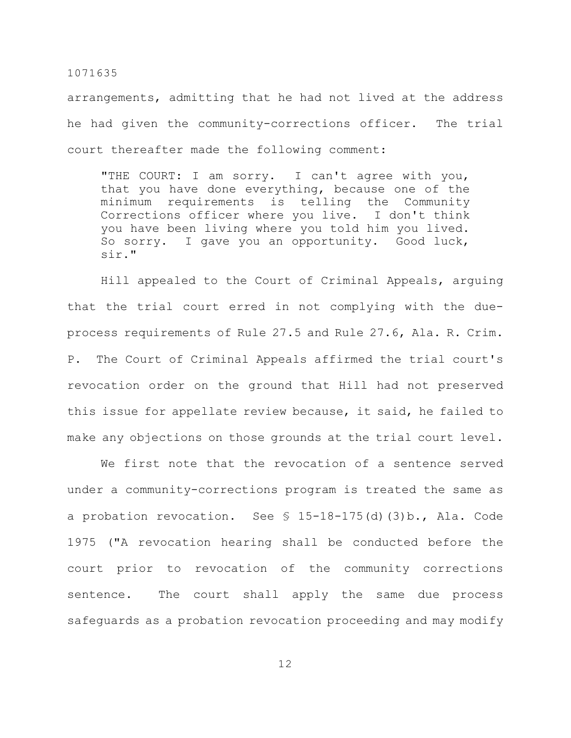arrangements, admitting that he had not lived at the address he had given the community-corrections officer. The trial court thereafter made the following comment:

> "THE COURT: I am sorry. I can't agree with you, that you have done everything, because one of the minimum requirements is telling the Community Corrections officer where you live. I don't think you have been living where you told him you lived. So sorry. I gave you an opportunity. Good luck, sir."

Hill appealed to the Court of Criminal Appeals, arguing that the trial court erred in not complying with the due-process requirements of Rule 27.5 and Rule 27.6, Ala. R. Crim. P. The Court of Criminal Appeals affirmed the trial court's revocation order on the ground that Hill had not preserved this issue for appellate review because, it said, he failed to make any objections on those grounds at the trial court level.

We first note that the revocation of a sentence served under a community-corrections program is treated the same as a probation revocation. See § 15-18-175(d)(3)b., Ala. Code 1975 ("A revocation hearing shall be conducted before the court prior to revocation of the community corrections sentence. The court shall apply the same due process safeguards as a probation revocation proceeding and may modify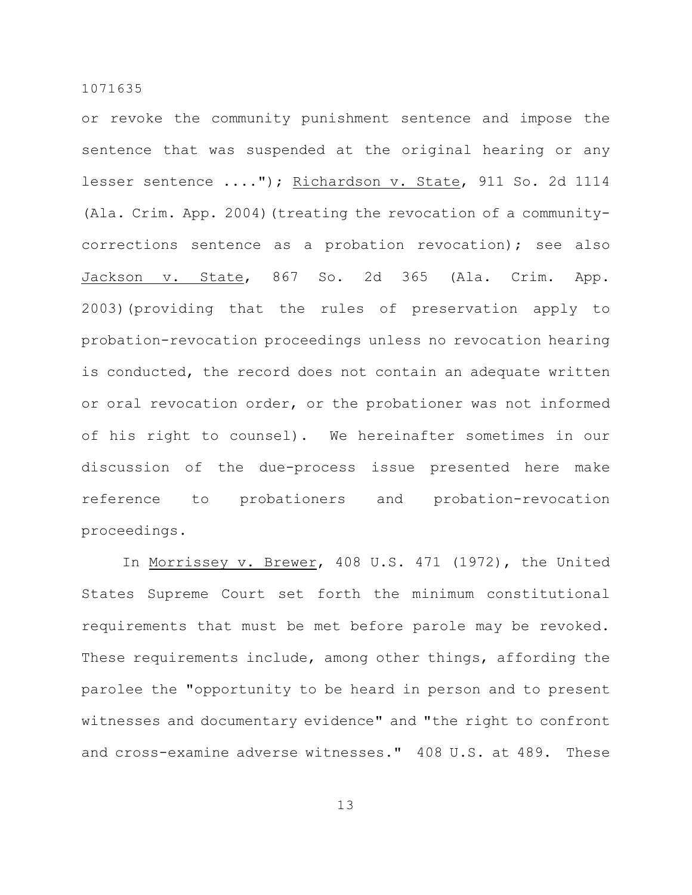or revoke the community punishment sentence and impose the sentence that was suspended at the original hearing or any lesser sentence ...."); Richardson v. State, 911 So. 2d 1114 (Ala. Crim. App. 2004)(treating the revocation of a community-corrections sentence as a probation revocation); see also Jackson v. State, 867 So. 2d 365 (Ala. Crim. App. 2003)(providing that the rules of preservation apply to probation-revocation proceedings unless no revocation hearing is conducted, the record does not contain an adequate written or oral revocation order, or the probationer was not informed of his right to counsel). We hereinafter sometimes in our discussion of the due-process issue presented here make reference to probationers and probation-revocation proceedings.

In Morrissey v. Brewer, 408 U.S. 471 (1972), the United States Supreme Court set forth the minimum constitutional requirements that must be met before parole may be revoked. These requirements include, among other things, affording the parolee the "opportunity to be heard in person and to present witnesses and documentary evidence" and "the right to confront and cross-examine adverse witnesses." 408 U.S. at 489. These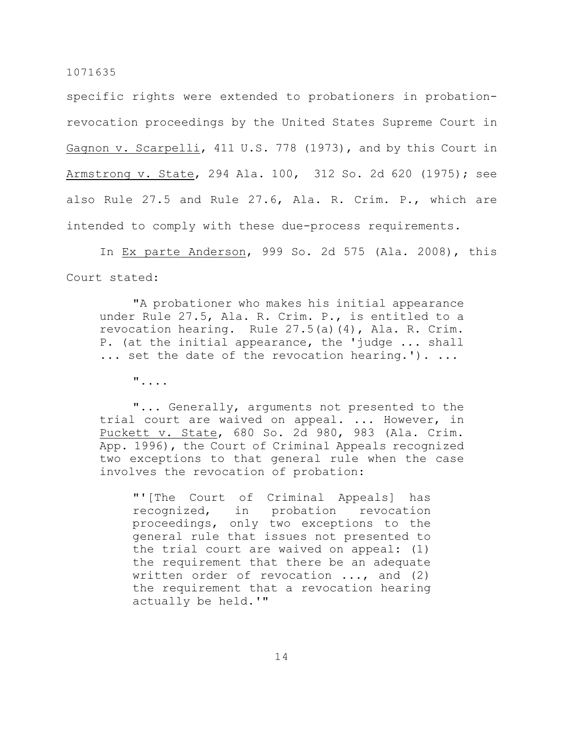specific rights were extended to probationers in probation-revocation proceedings by the United States Supreme Court in Gagnon v. Scarpelli, 411 U.S. 778 (1973), and by this Court in Armstrong v. State, 294 Ala. 100, 312 So. 2d 620 (1975); see also Rule 27.5 and Rule 27.6, Ala. R. Crim. P., which are intended to comply with these due-process requirements.

In Ex parte Anderson, 999 So. 2d 575 (Ala. 2008), this Court stated:

> "A probationer who makes his initial appearance under Rule 27.5, Ala. R. Crim. P., is entitled to a revocation hearing. Rule 27.5(a)(4), Ala. R. Crim. P. (at the initial appearance, the 'judge ... shall ... set the date of the revocation hearing.'). ...
>
> "....
>
> "... Generally, arguments not presented to the trial court are waived on appeal. ... However, in Puckett v. State, 680 So. 2d 980, 983 (Ala. Crim. App. 1996), the Court of Criminal Appeals recognized two exceptions to that general rule when the case involves the revocation of probation:
>
> > "'[The Court of Criminal Appeals] has recognized, in probation revocation proceedings, only two exceptions to the general rule that issues not presented to the trial court are waived on appeal: (1) the requirement that there be an adequate written order of revocation ..., and (2) the requirement that a revocation hearing actually be held.'"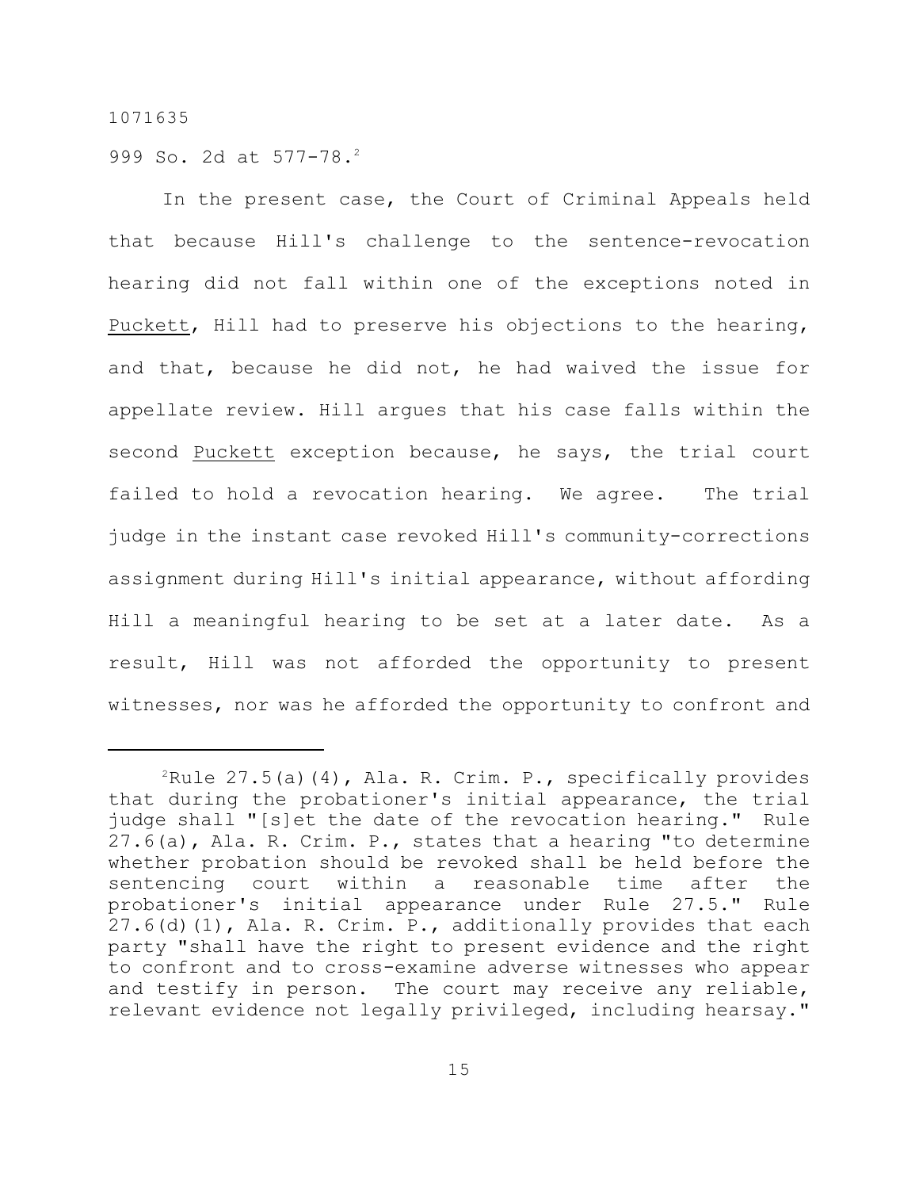999 So. 2d at 577-78.[2]

In the present case, the Court of Criminal Appeals held that because Hill's challenge to the sentence-revocation hearing did not fall within one of the exceptions noted in Puckett, Hill had to preserve his objections to the hearing, and that, because he did not, he had waived the issue for appellate review. Hill argues that his case falls within the second Puckett exception because, he says, the trial court failed to hold a revocation hearing. We agree. The trial judge in the instant case revoked Hill's community-corrections assignment during Hill's initial appearance, without affording Hill a meaningful hearing to be set at a later date. As a result, Hill was not afforded the opportunity to present witnesses, nor was he afforded the opportunity to confront and

---

[2]Rule 27.5(a)(4), Ala. R. Crim. P., specifically provides that during the probationer's initial appearance, the trial judge shall "[s]et the date of the revocation hearing." Rule 27.6(a), Ala. R. Crim. P., states that a hearing "to determine whether probation should be revoked shall be held before the sentencing court within a reasonable time after the probationer's initial appearance under Rule 27.5." Rule 27.6(d)(1), Ala. R. Crim. P., additionally provides that each party "shall have the right to present evidence and the right to confront and to cross-examine adverse witnesses who appear and testify in person. The court may receive any reliable, relevant evidence not legally privileged, including hearsay."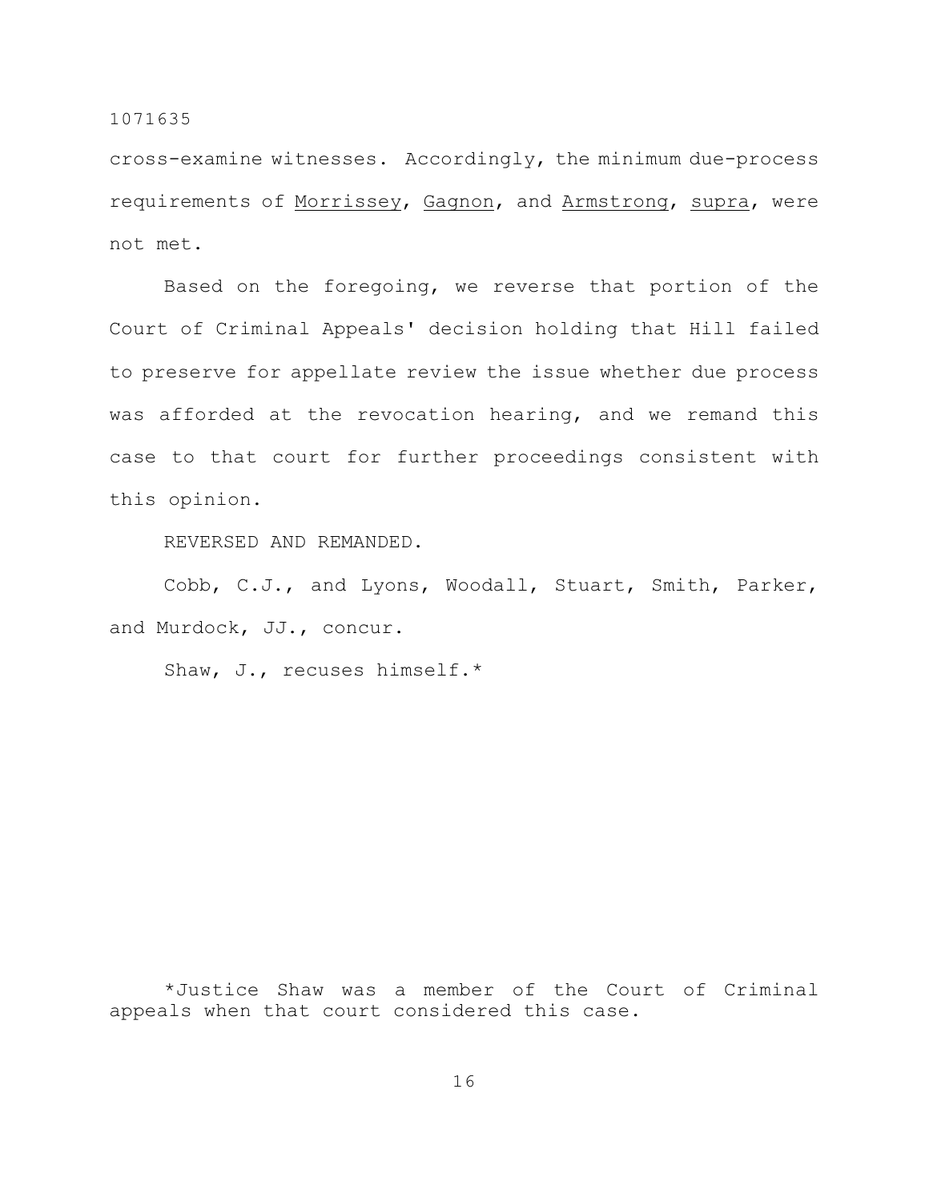cross-examine witnesses. Accordingly, the minimum due-process requirements of Morrissey, Gagnon, and Armstrong, supra, were not met.

Based on the foregoing, we reverse that portion of the Court of Criminal Appeals' decision holding that Hill failed to preserve for appellate review the issue whether due process was afforded at the revocation hearing, and we remand this case to that court for further proceedings consistent with this opinion.

REVERSED AND REMANDED.

Cobb, C.J., and Lyons, Woodall, Stuart, Smith, Parker, and Murdock, JJ., concur.

Shaw, J., recuses himself.*

*Justice Shaw was a member of the Court of Criminal appeals when that court considered this case.